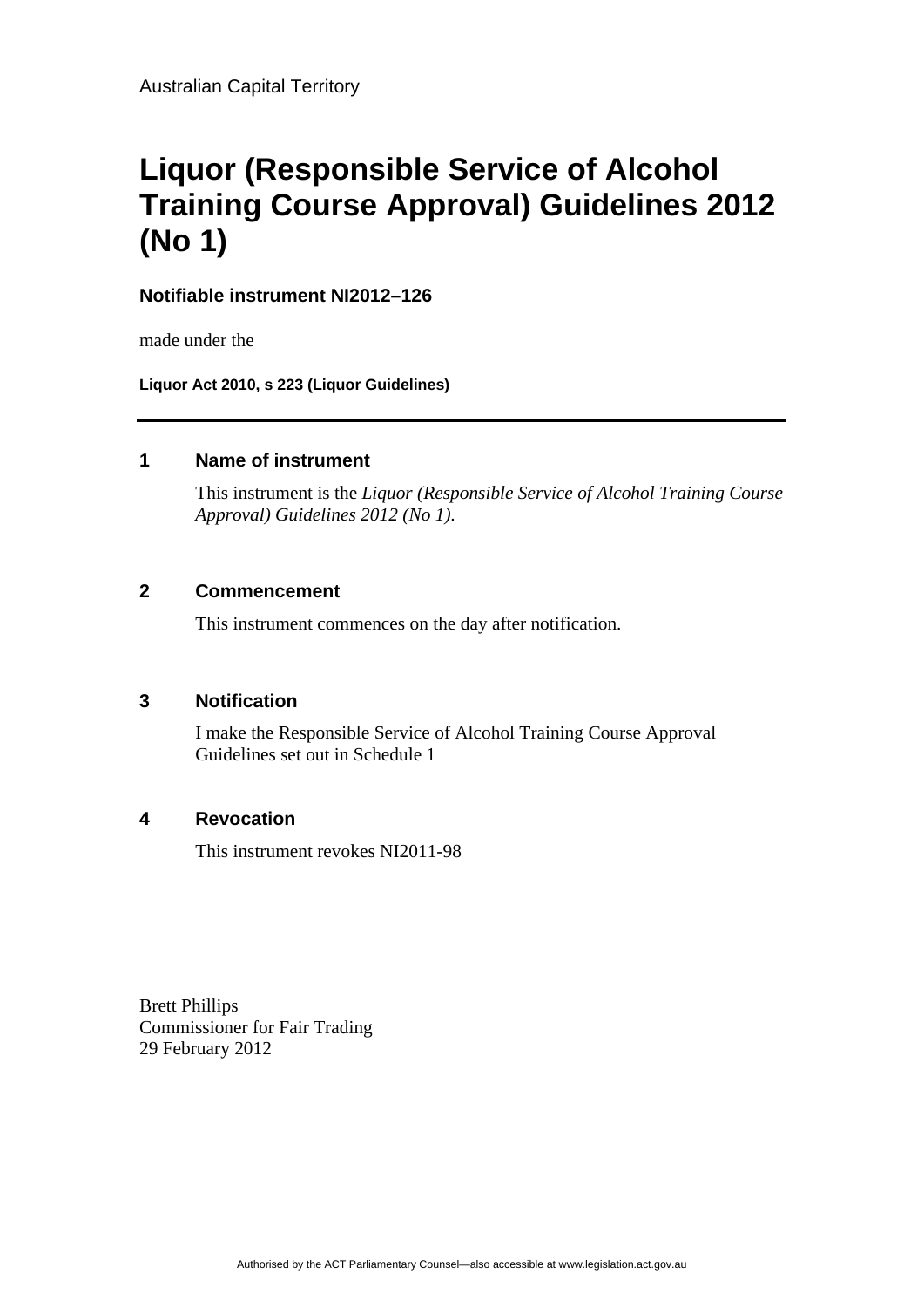Australian Capital Territory

# Liquor (Responsible Service of Alcohol Training Course Approval) Guidelines 2012 (No 1)

**Notifiable instrument NI2012–126**

made under the

**Liquor Act 2010, s 223 (Liquor Guidelines)**

---

## 1 Name of instrument

This instrument is the *Liquor (Responsible Service of Alcohol Training Course Approval) Guidelines 2012 (No 1).*

## 2 Commencement

This instrument commences on the day after notification.

## 3 Notification

I make the Responsible Service of Alcohol Training Course Approval Guidelines set out in Schedule 1

## 4 Revocation

This instrument revokes NI2011-98

Brett Phillips
Commissioner for Fair Trading
29 February 2012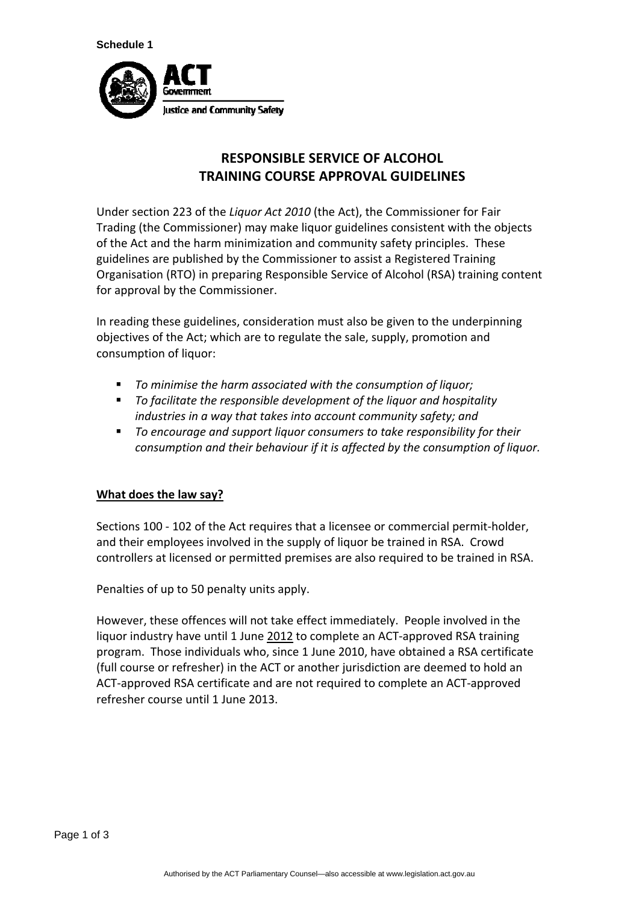Schedule 1

ACT Government

Justice and Community Safety

# RESPONSIBLE SERVICE OF ALCOHOL TRAINING COURSE APPROVAL GUIDELINES

Under section 223 of the *Liquor Act 2010* (the Act), the Commissioner for Fair Trading (the Commissioner) may make liquor guidelines consistent with the objects of the Act and the harm minimization and community safety principles. These guidelines are published by the Commissioner to assist a Registered Training Organisation (RTO) in preparing Responsible Service of Alcohol (RSA) training content for approval by the Commissioner.

In reading these guidelines, consideration must also be given to the underpinning objectives of the Act; which are to regulate the sale, supply, promotion and consumption of liquor:

- *To minimise the harm associated with the consumption of liquor;*
- *To facilitate the responsible development of the liquor and hospitality industries in a way that takes into account community safety; and*
- *To encourage and support liquor consumers to take responsibility for their consumption and their behaviour if it is affected by the consumption of liquor.*

## What does the law say?

Sections 100 - 102 of the Act requires that a licensee or commercial permit-holder, and their employees involved in the supply of liquor be trained in RSA. Crowd controllers at licensed or permitted premises are also required to be trained in RSA.

Penalties of up to 50 penalty units apply.

However, these offences will not take effect immediately. People involved in the liquor industry have until 1 June 2012 to complete an ACT-approved RSA training program. Those individuals who, since 1 June 2010, have obtained a RSA certificate (full course or refresher) in the ACT or another jurisdiction are deemed to hold an ACT-approved RSA certificate and are not required to complete an ACT-approved refresher course until 1 June 2013.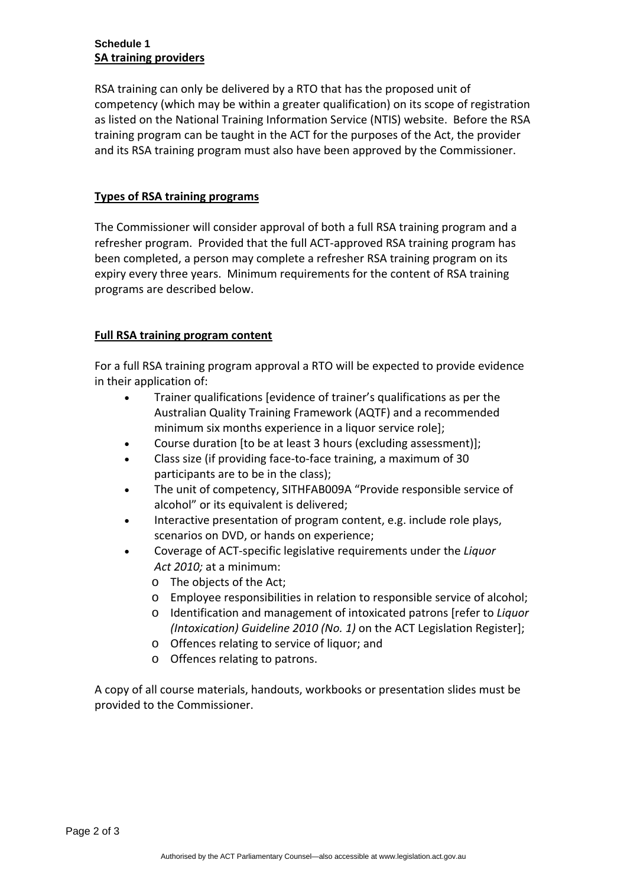**Schedule 1**
**SA training providers**

RSA training can only be delivered by a RTO that has the proposed unit of competency (which may be within a greater qualification) on its scope of registration as listed on the National Training Information Service (NTIS) website. Before the RSA training program can be taught in the ACT for the purposes of the Act, the provider and its RSA training program must also have been approved by the Commissioner.

**Types of RSA training programs**

The Commissioner will consider approval of both a full RSA training program and a refresher program. Provided that the full ACT-approved RSA training program has been completed, a person may complete a refresher RSA training program on its expiry every three years. Minimum requirements for the content of RSA training programs are described below.

**Full RSA training program content**

For a full RSA training program approval a RTO will be expected to provide evidence in their application of:

- Trainer qualifications [evidence of trainer's qualifications as per the Australian Quality Training Framework (AQTF) and a recommended minimum six months experience in a liquor service role];
- Course duration [to be at least 3 hours (excluding assessment)];
- Class size (if providing face-to-face training, a maximum of 30 participants are to be in the class);
- The unit of competency, SITHFAB009A "Provide responsible service of alcohol" or its equivalent is delivered;
- Interactive presentation of program content, e.g. include role plays, scenarios on DVD, or hands on experience;
- Coverage of ACT-specific legislative requirements under the *Liquor Act 2010;* at a minimum:
  - The objects of the Act;
  - Employee responsibilities in relation to responsible service of alcohol;
  - Identification and management of intoxicated patrons [refer to *Liquor (Intoxication) Guideline 2010 (No. 1)* on the ACT Legislation Register];
  - Offences relating to service of liquor; and
  - Offences relating to patrons.

A copy of all course materials, handouts, workbooks or presentation slides must be provided to the Commissioner.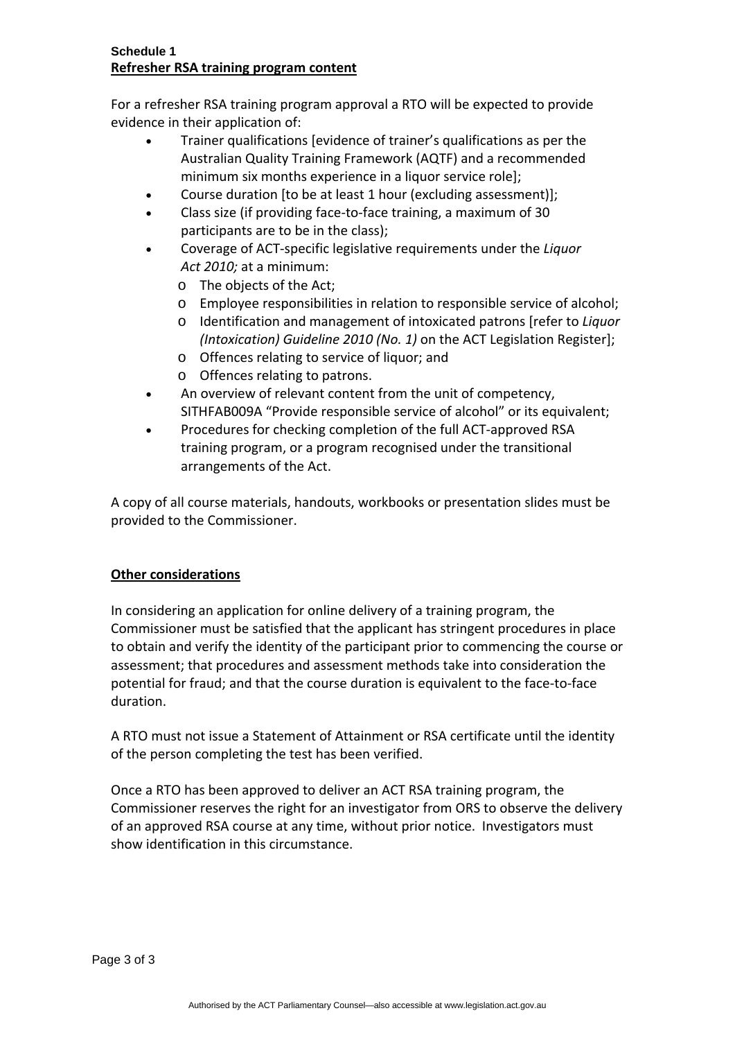**Schedule 1**

**Refresher RSA training program content**

For a refresher RSA training program approval a RTO will be expected to provide evidence in their application of:

- Trainer qualifications [evidence of trainer's qualifications as per the Australian Quality Training Framework (AQTF) and a recommended minimum six months experience in a liquor service role];
- Course duration [to be at least 1 hour (excluding assessment)];
- Class size (if providing face-to-face training, a maximum of 30 participants are to be in the class);
- Coverage of ACT-specific legislative requirements under the *Liquor Act 2010;* at a minimum:
  - The objects of the Act;
  - Employee responsibilities in relation to responsible service of alcohol;
  - Identification and management of intoxicated patrons [refer to *Liquor (Intoxication) Guideline 2010 (No. 1)* on the ACT Legislation Register];
  - Offences relating to service of liquor; and
  - Offences relating to patrons.
- An overview of relevant content from the unit of competency, SITHFAB009A "Provide responsible service of alcohol" or its equivalent;
- Procedures for checking completion of the full ACT-approved RSA training program, or a program recognised under the transitional arrangements of the Act.

A copy of all course materials, handouts, workbooks or presentation slides must be provided to the Commissioner.

**Other considerations**

In considering an application for online delivery of a training program, the Commissioner must be satisfied that the applicant has stringent procedures in place to obtain and verify the identity of the participant prior to commencing the course or assessment; that procedures and assessment methods take into consideration the potential for fraud; and that the course duration is equivalent to the face-to-face duration.

A RTO must not issue a Statement of Attainment or RSA certificate until the identity of the person completing the test has been verified.

Once a RTO has been approved to deliver an ACT RSA training program, the Commissioner reserves the right for an investigator from ORS to observe the delivery of an approved RSA course at any time, without prior notice. Investigators must show identification in this circumstance.